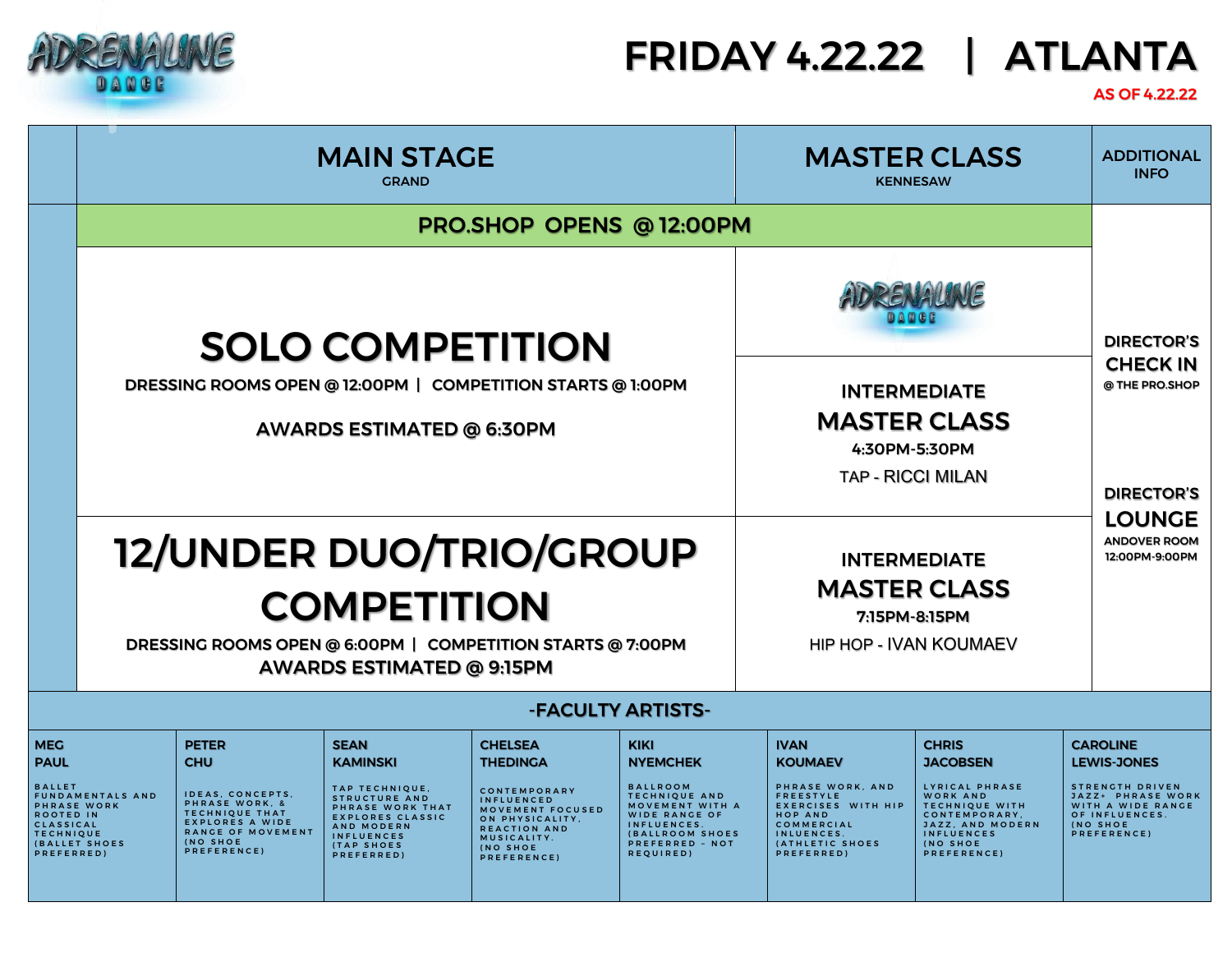# FRIDAY 4.22.22 | ATLANTA

AS OF 4.22.22

| MAIN STAGE (GRAND) | MASTER CLASS (KENNESAW) | ADDITIONAL INFO |
|---|---|---|
| **PRO.SHOP OPENS @ 12:00PM** | | **DIRECTOR'S CHECK IN** @ THE PRO.SHOP |
| **SOLO COMPETITION**<br>DRESSING ROOMS OPEN @ 12:00PM \| COMPETITION STARTS @ 1:00PM<br>AWARDS ESTIMATED @ 6:30PM | **INTERMEDIATE MASTER CLASS**<br>4:30PM-5:30PM<br>TAP - RICCI MILAN | **DIRECTOR'S LOUNGE**<br>ANDOVER ROOM<br>12:00PM-9:00PM |
| **12/UNDER DUO/TRIO/GROUP COMPETITION**<br>DRESSING ROOMS OPEN @ 6:00PM \| COMPETITION STARTS @ 7:00PM<br>AWARDS ESTIMATED @ 9:15PM | **INTERMEDIATE MASTER CLASS**<br>7:15PM-8:15PM<br>HIP HOP - IVAN KOUMAEV | |

## -FACULTY ARTISTS-

| MEG PAUL | PETER CHU | SEAN KAMINSKI | CHELSEA THEDINGA | KIKI NYEMCHEK | IVAN KOUMAEV | CHRIS JACOBSEN | CAROLINE LEWIS-JONES |
|---|---|---|---|---|---|---|---|
| BALLET FUNDAMENTALS AND PHRASE WORK ROOTED IN CLASSICAL TECHNIQUE (BALLET SHOES PREFERRED) | IDEAS, CONCEPTS, PHRASE WORK, & TECHNIQUE THAT EXPLORES A WIDE RANGE OF MOVEMENT (NO SHOE PREFERENCE) | TAP TECHNIQUE, STRUCTURE AND PHRASE WORK THAT EXPLORES CLASSIC AND MODERN INFLUENCES (TAP SHOES PREFERRED) | CONTEMPORARY INFLUENCED MOVEMENT FOCUSED ON PHYSICALITY, REACTION AND MUSICALITY. (NO SHOE PREFERENCE) | BALLROOM TECHNIQUE AND MOVEMENT WITH A WIDE RANGE OF INFLUENCES. (BALLROOM SHOES PREFERRED - NOT REQUIRED) | PHRASE WORK, AND FREESTYLE EXERCISES WITH HIP HOP AND COMMERCIAL INLUENCES. (ATHLETIC SHOES PREFERRED) | LYRICAL PHRASE WORK AND TECHNIQUE WITH CONTEMPORARY, JAZZ, AND MODERN INFLUENCES (NO SHOE PREFERENCE) | STRENGTH DRIVEN JAZZ+ PHRASE WORK WITH A WIDE RANGE OF INFLUENCES. (NO SHOE PREFERENCE) |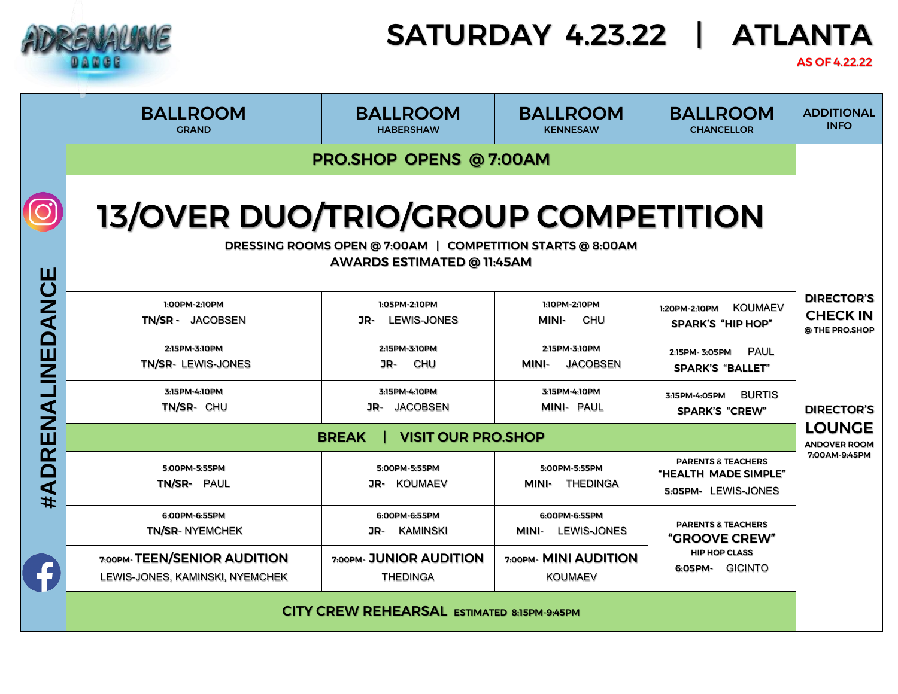# SATURDAY 4.23.22 | ATLANTA

AS OF 4.22.22

ADRENALINE DANCE

| BALLROOM GRAND | BALLROOM HABERSHAW | BALLROOM KENNESAW | BALLROOM CHANCELLOR | ADDITIONAL INFO |
|---|---|---|---|---|
| **PRO.SHOP OPENS @ 7:00AM** | | | | |
| **13/OVER DUO/TRIO/GROUP COMPETITION** DRESSING ROOMS OPEN @ 7:00AM \| COMPETITION STARTS @ 8:00AM AWARDS ESTIMATED @ 11:45AM | | | | |
| 1:00PM-2:10PM **TN/SR** - JACOBSEN | 1:05PM-2:10PM **JR**- LEWIS-JONES | 1:10PM-2:10PM **MINI**- CHU | 1:20PM-2:10PM KOUMAEV **SPARK'S "HIP HOP"** | **DIRECTOR'S CHECK IN** @ THE PRO.SHOP |
| 2:15PM-3:10PM **TN/SR**- LEWIS-JONES | 2:15PM-3:10PM **JR**- CHU | 2:15PM-3:10PM **MINI**- JACOBSEN | 2:15PM- 3:05PM PAUL **SPARK'S "BALLET"** | |
| 3:15PM-4:10PM **TN/SR**- CHU | 3:15PM-4:10PM **JR**- JACOBSEN | 3:15PM-4:10PM **MINI**- PAUL | 3:15PM-4:05PM BURTIS **SPARK'S "CREW"** | **DIRECTOR'S LOUNGE** ANDOVER ROOM 7:00AM-9:45PM |
| **BREAK \| VISIT OUR PRO.SHOP** | | | | |
| 5:00PM-5:55PM **TN/SR**- PAUL | 5:00PM-5:55PM **JR**- KOUMAEV | 5:00PM-5:55PM **MINI**- THEDINGA | PARENTS & TEACHERS **"HEALTH MADE SIMPLE"** **5:05PM**- LEWIS-JONES | |
| 6:00PM-6:55PM **TN/SR**- NYEMCHEK | 6:00PM-6:55PM **JR**- KAMINSKI | 6:00PM-6:55PM **MINI**- LEWIS-JONES | PARENTS & TEACHERS **"GROOVE CREW"** HIP HOP CLASS **6:05PM**- GICINTO | |
| 7:00PM- **TEEN/SENIOR AUDITION** LEWIS-JONES, KAMINSKI, NYEMCHEK | 7:00PM- **JUNIOR AUDITION** THEDINGA | 7:00PM- **MINI AUDITION** KOUMAEV | | |
| **CITY CREW REHEARSAL** ESTIMATED 8:15PM-9:45PM | | | | |

#ADRENALINEDANCE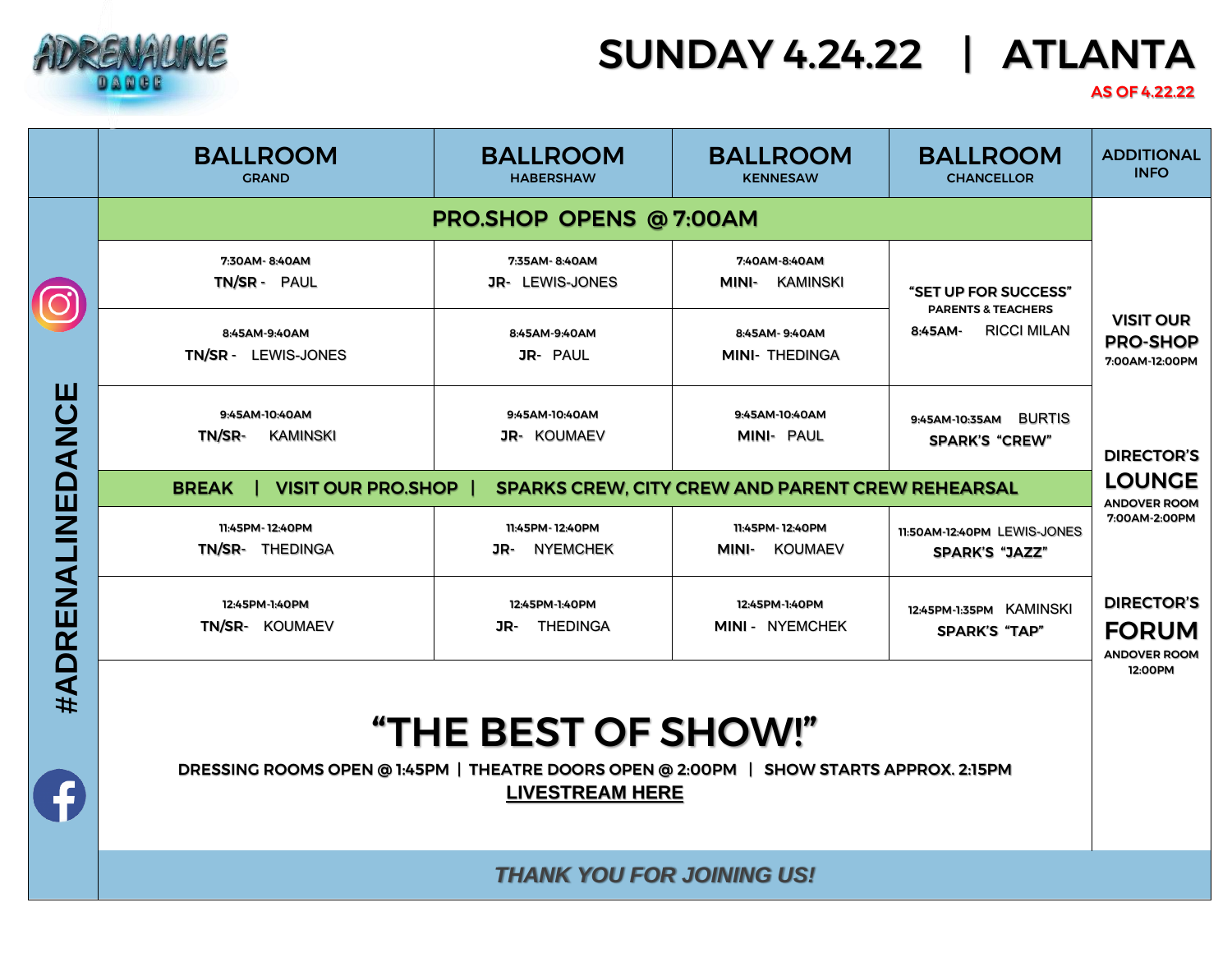# SUNDAY 4.24.22 | ATLANTA

AS OF 4.22.22

| | BALLROOM GRAND | BALLROOM HABERSHAW | BALLROOM KENNESAW | BALLROOM CHANCELLOR | ADDITIONAL INFO |
|---|---|---|---|---|---|
| #ADRENALINEDANCE | **PRO.SHOP OPENS @ 7:00AM** | | | | VISIT OUR PRO-SHOP 7:00AM-12:00PM |
| | 7:30AM- 8:40AM TN/SR - PAUL | 7:35AM- 8:40AM JR- LEWIS-JONES | 7:40AM-8:40AM MINI- KAMINSKI | "SET UP FOR SUCCESS" PARENTS & TEACHERS 8:45AM- RICCI MILAN | |
| | 8:45AM-9:40AM TN/SR - LEWIS-JONES | 8:45AM-9:40AM JR- PAUL | 8:45AM- 9:40AM MINI- THEDINGA | | |
| | 9:45AM-10:40AM TN/SR- KAMINSKI | 9:45AM-10:40AM JR- KOUMAEV | 9:45AM-10:40AM MINI- PAUL | 9:45AM-10:35AM BURTIS SPARK'S "CREW" | DIRECTOR'S LOUNGE ANDOVER ROOM 7:00AM-2:00PM |
| | **BREAK \| VISIT OUR PRO.SHOP \| SPARKS CREW, CITY CREW AND PARENT CREW REHEARSAL** | | | | |
| | 11:45PM- 12:40PM TN/SR- THEDINGA | 11:45PM- 12:40PM JR- NYEMCHEK | 11:45PM- 12:40PM MINI- KOUMAEV | 11:50AM-12:40PM LEWIS-JONES SPARK'S "JAZZ" | |
| | 12:45PM-1:40PM TN/SR- KOUMAEV | 12:45PM-1:40PM JR- THEDINGA | 12:45PM-1:40PM MINI - NYEMCHEK | 12:45PM-1:35PM KAMINSKI SPARK'S "TAP" | DIRECTOR'S FORUM ANDOVER ROOM 12:00PM |

## "THE BEST OF SHOW!"

**DRESSING ROOMS OPEN @ 1:45PM | THEATRE DOORS OPEN @ 2:00PM | SHOW STARTS APPROX. 2:15PM**

**LIVESTREAM HERE**

***THANK YOU FOR JOINING US!***